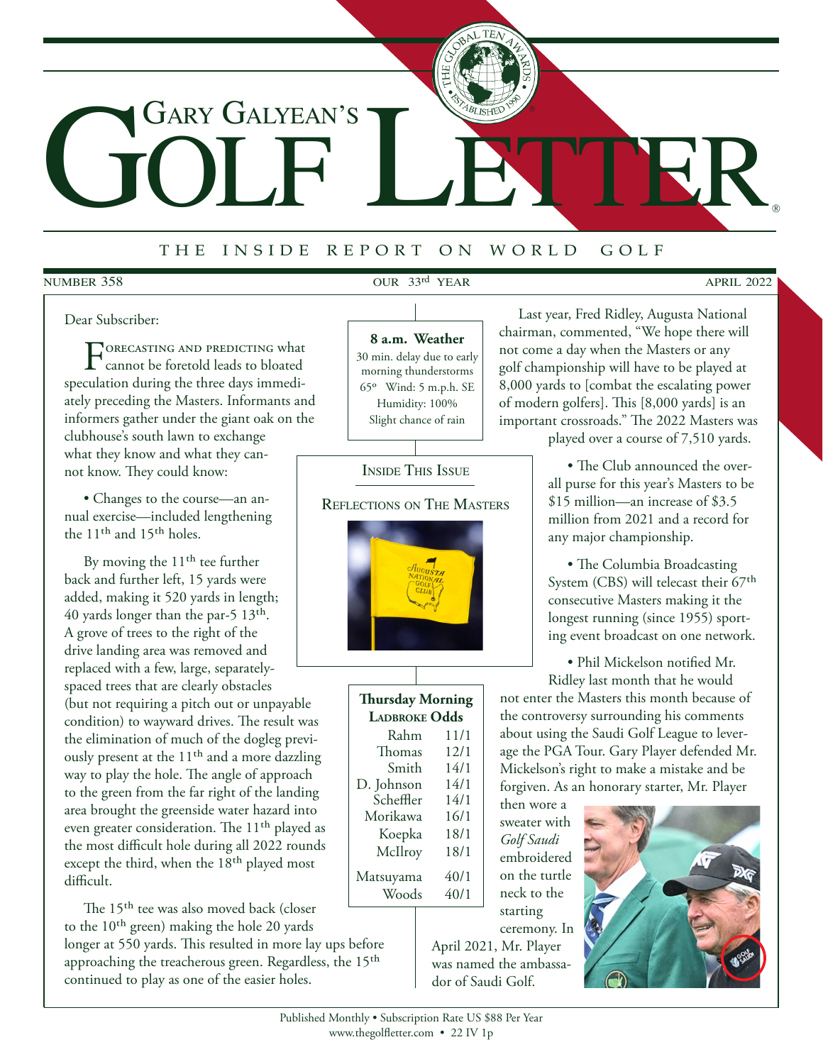# Gary Galyean's Golf Letter

THE INSIDE REPORT ON WORLD GOLF

NUMBER 358 — OUR 33rd YEAR — APRIL 2022

Dear Subscriber:

Forecasting and predicting what cannot be foretold leads to bloated speculation during the three days immediately preceding the Masters. Informants and informers gather under the giant oak on the clubhouse's south lawn to exchange what they know and what they cannot know. They could know:

• Changes to the course—an annual exercise—included lengthening the 11th and 15th holes.

By moving the 11th tee further back and further left, 15 yards were added, making it 520 yards in length; 40 yards longer than the par-5 13th. A grove of trees to the right of the drive landing area was removed and replaced with a few, large, separately-spaced trees that are clearly obstacles (but not requiring a pitch out or unpayable condition) to wayward drives. The result was the elimination of much of the dogleg previously present at the 11th and a more dazzling way to play the hole. The angle of approach to the green from the far right of the landing area brought the greenside water hazard into even greater consideration. The 11th played as the most difficult hole during all 2022 rounds except the third, when the 18th played most difficult.

The 15th tee was also moved back (closer to the 10th green) making the hole 20 yards longer at 550 yards. This resulted in more lay ups before approaching the treacherous green. Regardless, the 15th continued to play as one of the easier holes.

**8 a.m. Weather**

30 min. delay due to early morning thunderstorms
65° Wind: 5 m.p.h. SE
Humidity: 100%
Slight chance of rain

**Inside This Issue**

Reflections On The Masters

**Thursday Morning Ladbroke Odds**

| Player | Odds |
|---|---|
| Rahm | 11/1 |
| Thomas | 12/1 |
| Smith | 14/1 |
| D. Johnson | 14/1 |
| Scheffler | 14/1 |
| Morikawa | 16/1 |
| Koepka | 18/1 |
| McIlroy | 18/1 |
| Matsuyama | 40/1 |
| Woods | 40/1 |

Last year, Fred Ridley, Augusta National chairman, commented, "We hope there will not come a day when the Masters or any golf championship will have to be played at 8,000 yards to [combat the escalating power of modern golfers]. This [8,000 yards] is an important crossroads." The 2022 Masters was played over a course of 7,510 yards.

• The Club announced the overall purse for this year's Masters to be $15 million—an increase of $3.5 million from 2021 and a record for any major championship.

• The Columbia Broadcasting System (CBS) will telecast their 67th consecutive Masters making it the longest running (since 1955) sporting event broadcast on one network.

• Phil Mickelson notified Mr. Ridley last month that he would not enter the Masters this month because of the controversy surrounding his comments about using the Saudi Golf League to leverage the PGA Tour. Gary Player defended Mr. Mickelson's right to make a mistake and be forgiven. As an honorary starter, Mr. Player then wore a sweater with *Golf Saudi* embroidered on the turtle neck to the starting ceremony. In April 2021, Mr. Player was named the ambassador of Saudi Golf.

Published Monthly • Subscription Rate US $88 Per Year
www.thegolfletter.com • 22 IV 1p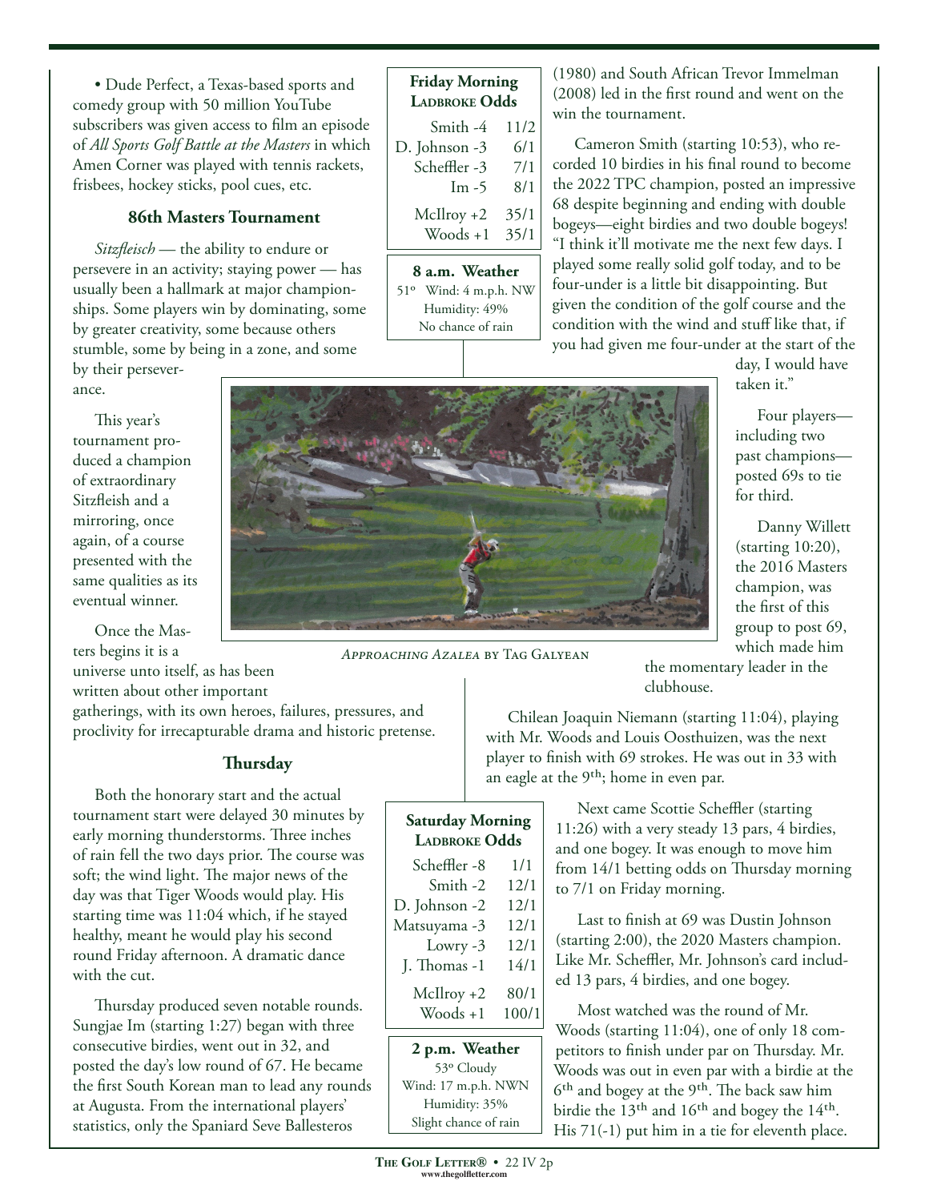• Dude Perfect, a Texas-based sports and comedy group with 50 million YouTube subscribers was given access to film an episode of *All Sports Golf Battle at the Masters* in which Amen Corner was played with tennis rackets, frisbees, hockey sticks, pool cues, etc.

### 86th Masters Tournament

*Sitzfleisch* — the ability to endure or persevere in an activity; staying power — has usually been a hallmark at major championships. Some players win by dominating, some by greater creativity, some because others stumble, some by being in a zone, and some by their perseverance.

This year's tournament produced a champion of extraordinary Sitzfleish and a mirroring, once again, of a course presented with the same qualities as its eventual winner.

Once the Masters begins it is a universe unto itself, as has been written about other important gatherings, with its own heroes, failures, pressures, and proclivity for irrecapturable drama and historic pretense.

*Approaching Azalea* by Tag Galyean

**Friday Morning Ladbroke Odds**

| Player | Odds |
|---|---|
| Smith -4 | 11/2 |
| D. Johnson -3 | 6/1 |
| Scheffler -3 | 7/1 |
| Im -5 | 8/1 |
| McIlroy +2 | 35/1 |
| Woods +1 | 35/1 |

**8 a.m. Weather**
51° Wind: 4 m.p.h. NW
Humidity: 49%
No chance of rain

### Thursday

Both the honorary start and the actual tournament start were delayed 30 minutes by early morning thunderstorms. Three inches of rain fell the two days prior. The course was soft; the wind light. The major news of the day was that Tiger Woods would play. His starting time was 11:04 which, if he stayed healthy, meant he would play his second round Friday afternoon. A dramatic dance with the cut.

Thursday produced seven notable rounds. Sungjae Im (starting 1:27) began with three consecutive birdies, went out in 32, and posted the day's low round of 67. He became the first South Korean man to lead any rounds at Augusta. From the international players' statistics, only the Spaniard Seve Ballesteros (1980) and South African Trevor Immelman (2008) led in the first round and went on the win the tournament.

Cameron Smith (starting 10:53), who recorded 10 birdies in his final round to become the 2022 TPC champion, posted an impressive 68 despite beginning and ending with double bogeys—eight birdies and two double bogeys! "I think it'll motivate me the next few days. I played some really solid golf today, and to be four-under is a little bit disappointing. But given the condition of the golf course and the condition with the wind and stuff like that, if you had given me four-under at the start of the day, I would have taken it."

Four players—including two past champions—posted 69s to tie for third.

Danny Willett (starting 10:20), the 2016 Masters champion, was the first of this group to post 69, which made him the momentary leader in the clubhouse.

Chilean Joaquin Niemann (starting 11:04), playing with Mr. Woods and Louis Oosthuizen, was the next player to finish with 69 strokes. He was out in 33 with an eagle at the 9th; home in even par.

**Saturday Morning Ladbroke Odds**

| Player | Odds |
|---|---|
| Scheffler -8 | 1/1 |
| Smith -2 | 12/1 |
| D. Johnson -2 | 12/1 |
| Matsuyama -3 | 12/1 |
| Lowry -3 | 12/1 |
| J. Thomas -1 | 14/1 |
| McIlroy +2 | 80/1 |
| Woods +1 | 100/1 |

**2 p.m. Weather**
53° Cloudy
Wind: 17 m.p.h. NWN
Humidity: 35%
Slight chance of rain

Next came Scottie Scheffler (starting 11:26) with a very steady 13 pars, 4 birdies, and one bogey. It was enough to move him from 14/1 betting odds on Thursday morning to 7/1 on Friday morning.

Last to finish at 69 was Dustin Johnson (starting 2:00), the 2020 Masters champion. Like Mr. Scheffler, Mr. Johnson's card included 13 pars, 4 birdies, and one bogey.

Most watched was the round of Mr. Woods (starting 11:04), one of only 18 competitors to finish under par on Thursday. Mr. Woods was out in even par with a birdie at the 6th and bogey at the 9th. The back saw him birdie the 13th and 16th and bogey the 14th. His 71(-1) put him in a tie for eleventh place.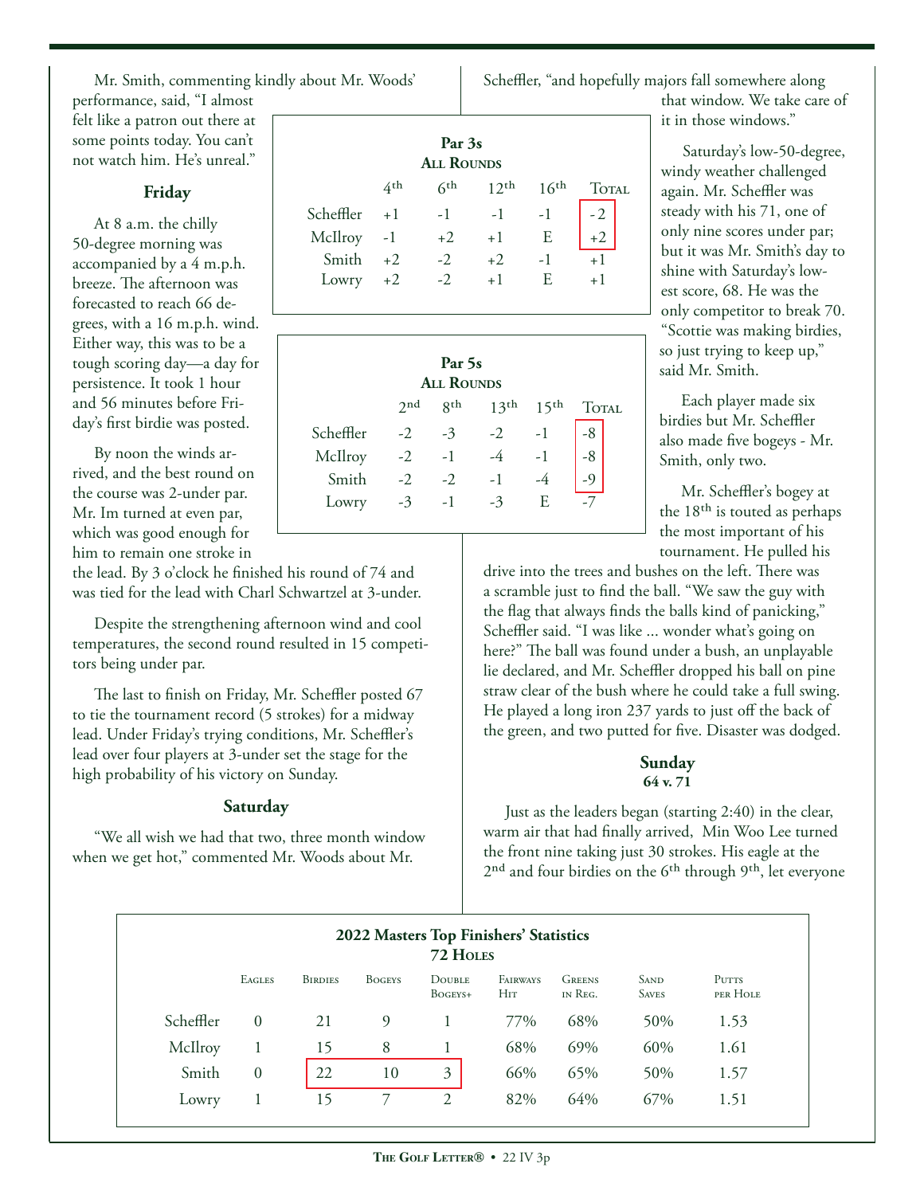Mr. Smith, commenting kindly about Mr. Woods' performance, said, "I almost felt like a patron out there at some points today. You can't not watch him. He's unreal."

### Friday

At 8 a.m. the chilly 50-degree morning was accompanied by a 4 m.p.h. breeze. The afternoon was forecasted to reach 66 degrees, with a 16 m.p.h. wind. Either way, this was to be a tough scoring day—a day for persistence. It took 1 hour and 56 minutes before Friday's first birdie was posted.

By noon the winds arrived, and the best round on the course was 2-under par. Mr. Im turned at even par, which was good enough for him to remain one stroke in the lead. By 3 o'clock he finished his round of 74 and was tied for the lead with Charl Schwartzel at 3-under.

Despite the strengthening afternoon wind and cool temperatures, the second round resulted in 15 competitors being under par.

The last to finish on Friday, Mr. Scheffler posted 67 to tie the tournament record (5 strokes) for a midway lead. Under Friday's trying conditions, Mr. Scheffler's lead over four players at 3-under set the stage for the high probability of his victory on Sunday.

**Par 3s**
**All Rounds**

| | 4th | 6th | 12th | 16th | Total |
|---|---|---|---|---|---|
| Scheffler | +1 | -1 | -1 | -1 | -2 |
| McIlroy | -1 | +2 | +1 | E | +2 |
| Smith | +2 | -2 | +2 | -1 | +1 |
| Lowry | +2 | -2 | +1 | E | +1 |

**Par 5s**
**All Rounds**

| | 2nd | 8th | 13th | 15th | Total |
|---|---|---|---|---|---|
| Scheffler | -2 | -3 | -2 | -1 | -8 |
| McIlroy | -2 | -1 | -4 | -1 | -8 |
| Smith | -2 | -2 | -1 | -4 | -9 |
| Lowry | -3 | -1 | -3 | E | -7 |

### Saturday

"We all wish we had that two, three month window when we get hot," commented Mr. Woods about Mr. Scheffler, "and hopefully majors fall somewhere along that window. We take care of it in those windows."

Saturday's low-50-degree, windy weather challenged again. Mr. Scheffler was steady with his 71, one of only nine scores under par; but it was Mr. Smith's day to shine with Saturday's lowest score, 68. He was the only competitor to break 70. "Scottie was making birdies, so just trying to keep up," said Mr. Smith.

Each player made six birdies but Mr. Scheffler also made five bogeys - Mr. Smith, only two.

Mr. Scheffler's bogey at the 18th is touted as perhaps the most important of his tournament. He pulled his drive into the trees and bushes on the left. There was a scramble just to find the ball. "We saw the guy with the flag that always finds the balls kind of panicking," Scheffler said. "I was like ... wonder what's going on here?" The ball was found under a bush, an unplayable lie declared, and Mr. Scheffler dropped his ball on pine straw clear of the bush where he could take a full swing. He played a long iron 237 yards to just off the back of the green, and two putted for five. Disaster was dodged.

### Sunday
**64 v. 71**

Just as the leaders began (starting 2:40) in the clear, warm air that had finally arrived, Min Woo Lee turned the front nine taking just 30 strokes. His eagle at the 2nd and four birdies on the 6th through 9th, let everyone

**2022 Masters Top Finishers' Statistics**
**72 Holes**

| | Eagles | Birdies | Bogeys | Double Bogeys+ | Fairways Hit | Greens in Reg. | Sand Saves | Putts per Hole |
|---|---|---|---|---|---|---|---|---|
| Scheffler | 0 | 21 | 9 | 1 | 77% | 68% | 50% | 1.53 |
| McIlroy | 1 | 15 | 8 | 1 | 68% | 69% | 60% | 1.61 |
| Smith | 0 | 22 | 10 | 3 | 66% | 65% | 50% | 1.57 |
| Lowry | 1 | 15 | 7 | 2 | 82% | 64% | 67% | 1.51 |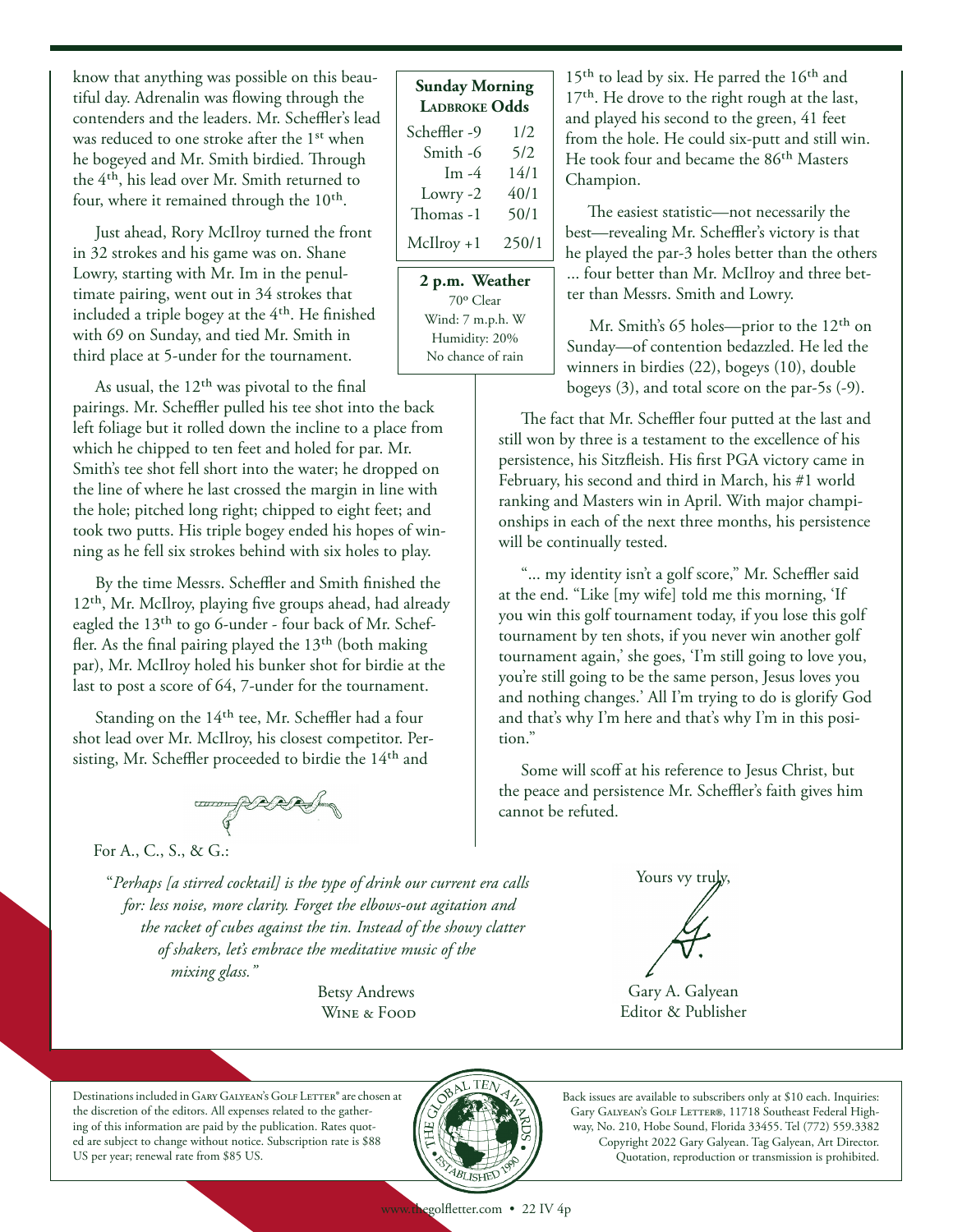know that anything was possible on this beautiful day. Adrenalin was flowing through the contenders and the leaders. Mr. Scheffler's lead was reduced to one stroke after the 1st when he bogeyed and Mr. Smith birdied. Through the 4th, his lead over Mr. Smith returned to four, where it remained through the 10th.

Just ahead, Rory McIlroy turned the front in 32 strokes and his game was on. Shane Lowry, starting with Mr. Im in the penultimate pairing, went out in 34 strokes that included a triple bogey at the 4th. He finished with 69 on Sunday, and tied Mr. Smith in third place at 5-under for the tournament.

**Sunday Morning Ladbroke Odds**

| | |
|---|---|
| Scheffler -9 | 1/2 |
| Smith -6 | 5/2 |
| Im -4 | 14/1 |
| Lowry -2 | 40/1 |
| Thomas -1 | 50/1 |
| McIlroy +1 | 250/1 |

**2 p.m. Weather**

70º Clear
Wind: 7 m.p.h. W
Humidity: 20%
No chance of rain

As usual, the 12th was pivotal to the final pairings. Mr. Scheffler pulled his tee shot into the back left foliage but it rolled down the incline to a place from which he chipped to ten feet and holed for par. Mr. Smith's tee shot fell short into the water; he dropped on the line of where he last crossed the margin in line with the hole; pitched long right; chipped to eight feet; and took two putts. His triple bogey ended his hopes of winning as he fell six strokes behind with six holes to play.

By the time Messrs. Scheffler and Smith finished the 12th, Mr. McIlroy, playing five groups ahead, had already eagled the 13th to go 6-under - four back of Mr. Scheffler. As the final pairing played the 13th (both making par), Mr. McIlroy holed his bunker shot for birdie at the last to post a score of 64, 7-under for the tournament.

Standing on the 14th tee, Mr. Scheffler had a four shot lead over Mr. McIlroy, his closest competitor. Persisting, Mr. Scheffler proceeded to birdie the 14th and 15th to lead by six. He parred the 16th and 17th. He drove to the right rough at the last, and played his second to the green, 41 feet from the hole. He could six-putt and still win. He took four and became the 86th Masters Champion.

The easiest statistic—not necessarily the best—revealing Mr. Scheffler's victory is that he played the par-3 holes better than the others ... four better than Mr. McIlroy and three better than Messrs. Smith and Lowry.

Mr. Smith's 65 holes—prior to the 12th on Sunday—of contention bedazzled. He led the winners in birdies (22), bogeys (10), double bogeys (3), and total score on the par-5s (-9).

The fact that Mr. Scheffler four putted at the last and still won by three is a testament to the excellence of his persistence, his Sitzfleish. His first PGA victory came in February, his second and third in March, his #1 world ranking and Masters win in April. With major championships in each of the next three months, his persistence will be continually tested.

"... my identity isn't a golf score," Mr. Scheffler said at the end. "Like [my wife] told me this morning, 'If you win this golf tournament today, if you lose this golf tournament by ten shots, if you never win another golf tournament again,' she goes, 'I'm still going to love you, you're still going to be the same person, Jesus loves you and nothing changes.' All I'm trying to do is glorify God and that's why I'm here and that's why I'm in this position."

Some will scoff at his reference to Jesus Christ, but the peace and persistence Mr. Scheffler's faith gives him cannot be refuted.

For A., C., S., & G.:

"*Perhaps [a stirred cocktail] is the type of drink our current era calls for: less noise, more clarity. Forget the elbows-out agitation and the racket of cubes against the tin. Instead of the showy clatter of shakers, let's embrace the meditative music of the mixing glass.*"

Betsy Andrews
Wine & Food

Yours vy truly,

Gary A. Galyean
Editor & Publisher

Destinations included in Gary Galyean's Golf Letter® are chosen at the discretion of the editors. All expenses related to the gathering of this information are paid by the publication. Rates quoted are subject to change without notice. Subscription rate is $88 US per year; renewal rate from $85 US.

The Global Ten Awards • Established 1990

Back issues are available to subscribers only at $10 each. Inquiries: Gary Galyean's Golf Letter®, 11718 Southeast Federal Highway, No. 210, Hobe Sound, Florida 33455. Tel (772) 559.3382 Copyright 2022 Gary Galyean. Tag Galyean, Art Director. Quotation, reproduction or transmission is prohibited.

www.thegolfletter.com • 22 IV 4p